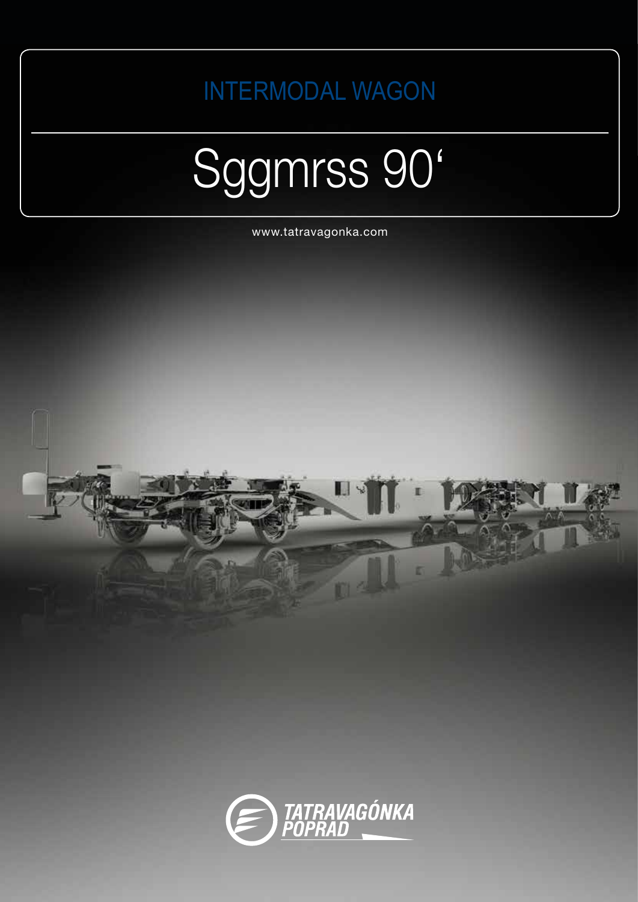## INTERMODAL WAGON

# Sggmrss 90‘

www.tatravagonka.com

TATRAVAGÓNKA POPRAD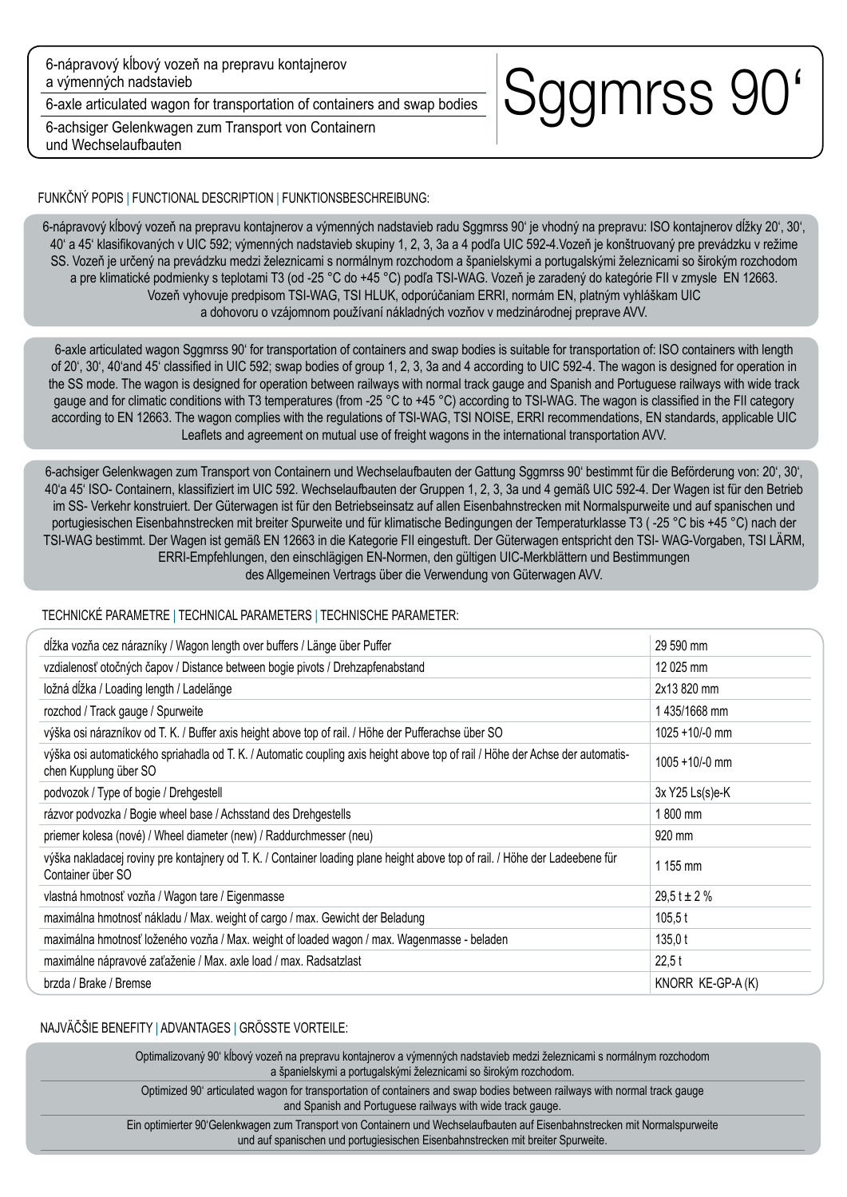6-nápravový kĺbový vozeň na prepravu kontajnerov a výmenných nadstavieb

6-axle articulated wagon for transportation of containers and swap bodies

6-achsiger Gelenkwagen zum Transport von Containern und Wechselaufbauten

# Sggmrss 90‘

## FUNKČNÝ POPIS | FUNCTIONAL DESCRIPTION | FUNKTIONSBESCHREIBUNG:

6-nápravový kĺbový vozeň na prepravu kontajnerov a výmenných nadstavieb radu Sggmrss 90‘ je vhodný na prepravu: ISO kontajnerov dĺžky 20‘, 30‘, 40‘ a 45‘ klasifikovaných v UIC 592; výmenných nadstavieb skupiny 1, 2, 3, 3a a 4 podľa UIC 592-4.Vozeň je konštruovaný pre prevádzku v režime SS. Vozeň je určený na prevádzku medzi železnicami s normálnym rozchodom a španielskymi a portugalskými železnicami so širokým rozchodom a pre klimatické podmienky s teplotami T3 (od -25 °C do +45 °C) podľa TSI-WAG. Vozeň je zaradený do kategórie FII v zmysle EN 12663. Vozeň vyhovuje predpisom TSI-WAG, TSI HLUK, odporúčaniam ERRI, normám EN, platným vyhláškam UIC a dohovoru o vzájomnom používaní nákladných vozňov v medzinárodnej preprave AVV.

6-axle articulated wagon Sggmrss 90‘ for transportation of containers and swap bodies is suitable for transportation of: ISO containers with length of 20‘, 30‘, 40‘and 45‘ classified in UIC 592; swap bodies of group 1, 2, 3, 3a and 4 according to UIC 592-4. The wagon is designed for operation in the SS mode. The wagon is designed for operation between railways with normal track gauge and Spanish and Portuguese railways with wide track gauge and for climatic conditions with T3 temperatures (from -25 °C to +45 °C) according to TSI-WAG. The wagon is classified in the FII category according to EN 12663. The wagon complies with the regulations of TSI-WAG, TSI NOISE, ERRI recommendations, EN standards, applicable UIC Leaflets and agreement on mutual use of freight wagons in the international transportation AVV.

6-achsiger Gelenkwagen zum Transport von Containern und Wechselaufbauten der Gattung Sggmrss 90‘ bestimmt für die Beförderung von: 20‘, 30‘, 40‘a 45‘ ISO- Containern, klassifiziert im UIC 592. Wechselaufbauten der Gruppen 1, 2, 3, 3a und 4 gemäß UIC 592-4. Der Wagen ist für den Betrieb im SS- Verkehr konstruiert. Der Güterwagen ist für den Betriebseinsatz auf allen Eisenbahnstrecken mit Normalspurweite und auf spanischen und portugiesischen Eisenbahnstrecken mit breiter Spurweite und für klimatische Bedingungen der Temperaturklasse T3 ( -25 °C bis +45 °C) nach der TSI-WAG bestimmt. Der Wagen ist gemäß EN 12663 in die Kategorie FII eingestuft. Der Güterwagen entspricht den TSI- WAG-Vorgaben, TSI LÄRM, ERRI-Empfehlungen, den einschlägigen EN-Normen, den gültigen UIC-Merkblättern und Bestimmungen des Allgemeinen Vertrags über die Verwendung von Güterwagen AVV.

## TECHNICKÉ PARAMETRE | TECHNICAL PARAMETERS | TECHNISCHE PARAMETER:

| | |
|---|---|
| dĺžka vozňa cez nárazníky / Wagon length over buffers / Länge über Puffer | 29 590 mm |
| vzdialenosť otočných čapov / Distance between bogie pivots / Drehzapfenabstand | 12 025 mm |
| ložná dĺžka / Loading length / Ladelänge | 2x13 820 mm |
| rozchod / Track gauge / Spurweite | 1 435/1668 mm |
| výška osi nárazníkov od T. K. / Buffer axis height above top of rail. / Höhe der Pufferachse über SO | 1025 +10/-0 mm |
| výška osi automatického spriahadla od T. K. / Automatic coupling axis height above top of rail / Höhe der Achse der automatischen Kupplung über SO | 1005 +10/-0 mm |
| podvozok / Type of bogie / Drehgestell | 3x Y25 Ls(s)e-K |
| rázvor podvozka / Bogie wheel base / Achsstand des Drehgestells | 1 800 mm |
| priemer kolesa (nové) / Wheel diameter (new) / Raddurchmesser (neu) | 920 mm |
| výška nakladacej roviny pre kontajnery od T. K. / Container loading plane height above top of rail. / Höhe der Ladeebene für Container über SO | 1 155 mm |
| vlastná hmotnosť vozňa / Wagon tare / Eigenmasse | 29,5 t ± 2 % |
| maximálna hmotnosť nákladu / Max. weight of cargo / max. Gewicht der Beladung | 105,5 t |
| maximálna hmotnosť loženého vozňa / Max. weight of loaded wagon / max. Wagenmasse - beladen | 135,0 t |
| maximálne nápravové zaťaženie / Max. axle load / max. Radsatzlast | 22,5 t |
| brzda / Brake / Bremse | KNORR KE-GP-A (K) |

## NAJVÄČŠIE BENEFITY | ADVANTAGES | GRÖSSTE VORTEILE:

Optimalizovaný 90‘ kĺbový vozeň na prepravu kontajnerov a výmenných nadstavieb medzi železnicami s normálnym rozchodom a španielskymi a portugalskými železnicami so širokým rozchodom.

Optimized 90‘ articulated wagon for transportation of containers and swap bodies between railways with normal track gauge and Spanish and Portuguese railways with wide track gauge.

Ein optimierter 90‘Gelenkwagen zum Transport von Containern und Wechselaufbauten auf Eisenbahnstrecken mit Normalspurweite und auf spanischen und portugiesischen Eisenbahnstrecken mit breiter Spurweite.